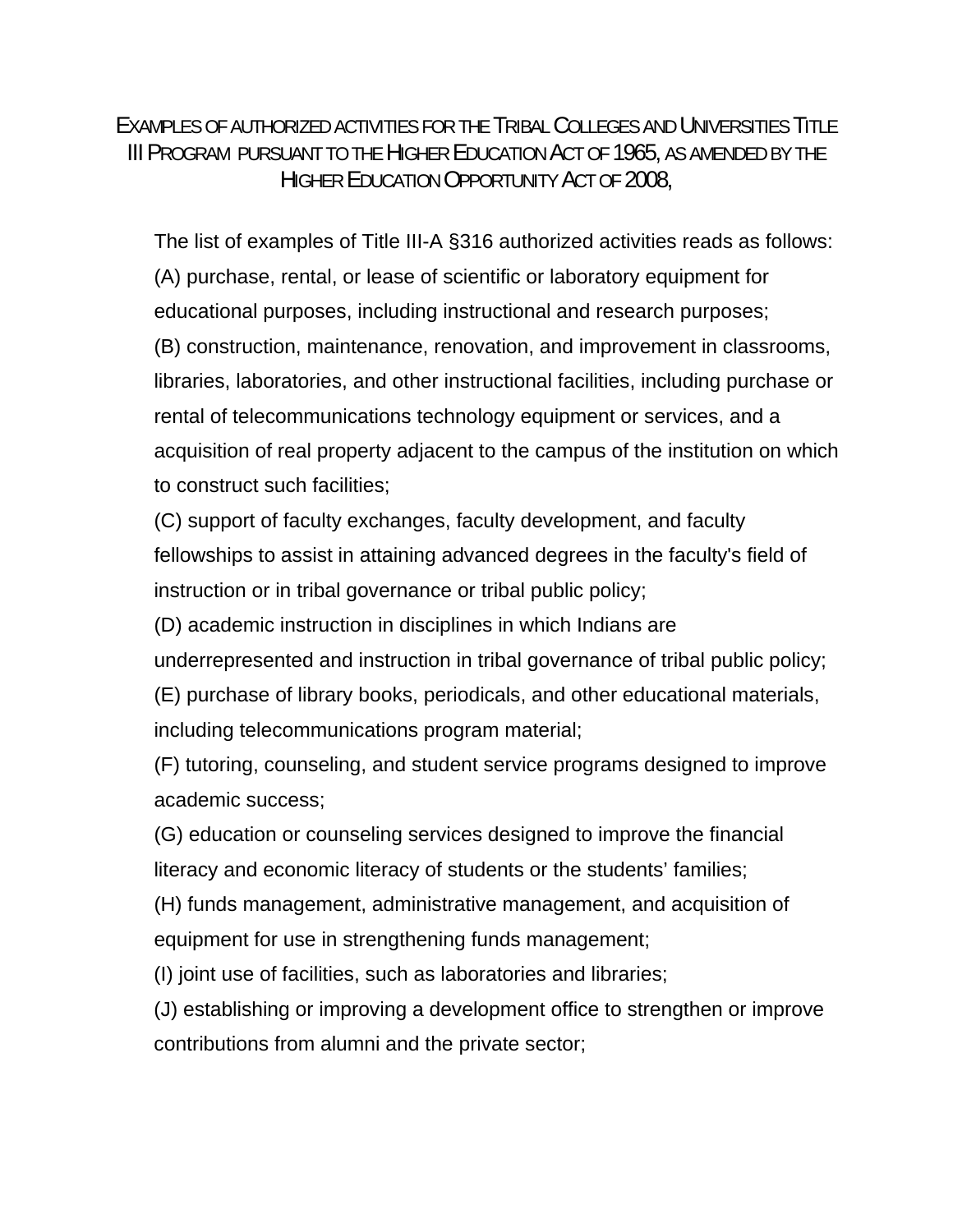# Examples of authorized activities for the Tribal Colleges and Universities Title III Program pursuant to the Higher Education Act of 1965, as amended by the Higher Education Opportunity Act of 2008,

The list of examples of Title III-A §316 authorized activities reads as follows:

(A) purchase, rental, or lease of scientific or laboratory equipment for educational purposes, including instructional and research purposes;

(B) construction, maintenance, renovation, and improvement in classrooms, libraries, laboratories, and other instructional facilities, including purchase or rental of telecommunications technology equipment or services, and a acquisition of real property adjacent to the campus of the institution on which to construct such facilities;

(C) support of faculty exchanges, faculty development, and faculty fellowships to assist in attaining advanced degrees in the faculty's field of instruction or in tribal governance or tribal public policy;

(D) academic instruction in disciplines in which Indians are underrepresented and instruction in tribal governance of tribal public policy;

(E) purchase of library books, periodicals, and other educational materials, including telecommunications program material;

(F) tutoring, counseling, and student service programs designed to improve academic success;

(G) education or counseling services designed to improve the financial literacy and economic literacy of students or the students' families;

(H) funds management, administrative management, and acquisition of equipment for use in strengthening funds management;

(I) joint use of facilities, such as laboratories and libraries;

(J) establishing or improving a development office to strengthen or improve contributions from alumni and the private sector;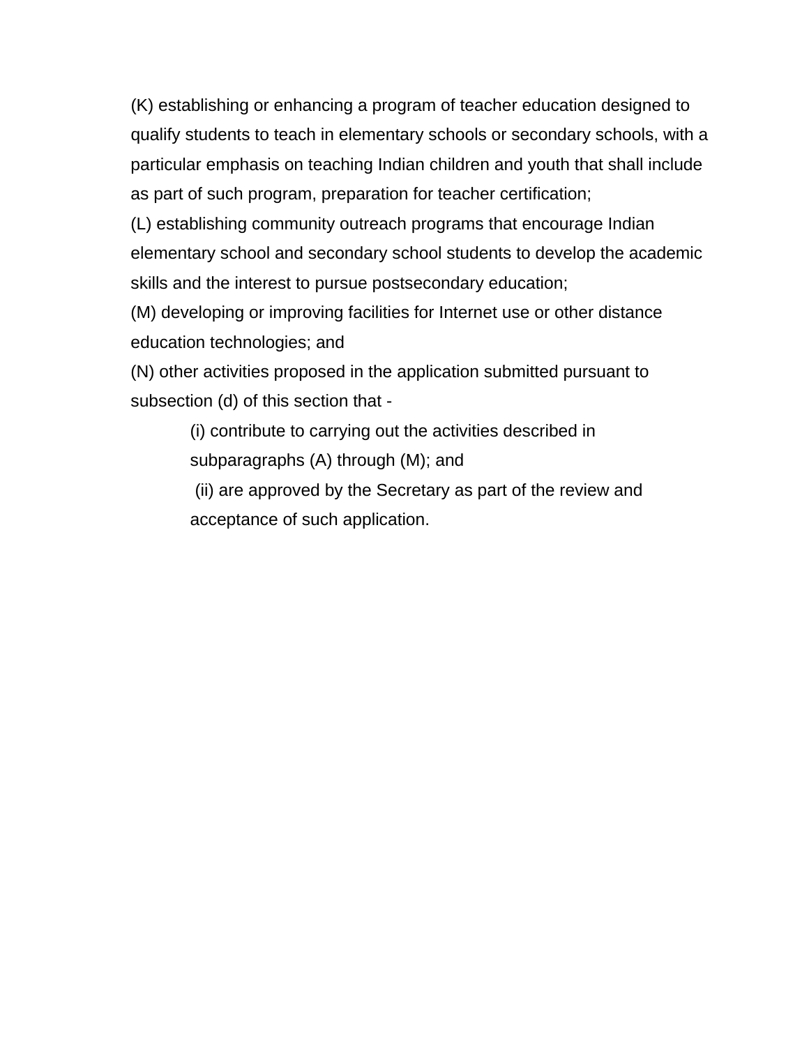(K) establishing or enhancing a program of teacher education designed to qualify students to teach in elementary schools or secondary schools, with a particular emphasis on teaching Indian children and youth that shall include as part of such program, preparation for teacher certification;

(L) establishing community outreach programs that encourage Indian elementary school and secondary school students to develop the academic skills and the interest to pursue postsecondary education;

(M) developing or improving facilities for Internet use or other distance education technologies; and

(N) other activities proposed in the application submitted pursuant to subsection (d) of this section that -

> (i) contribute to carrying out the activities described in subparagraphs (A) through (M); and
>
> (ii) are approved by the Secretary as part of the review and acceptance of such application.